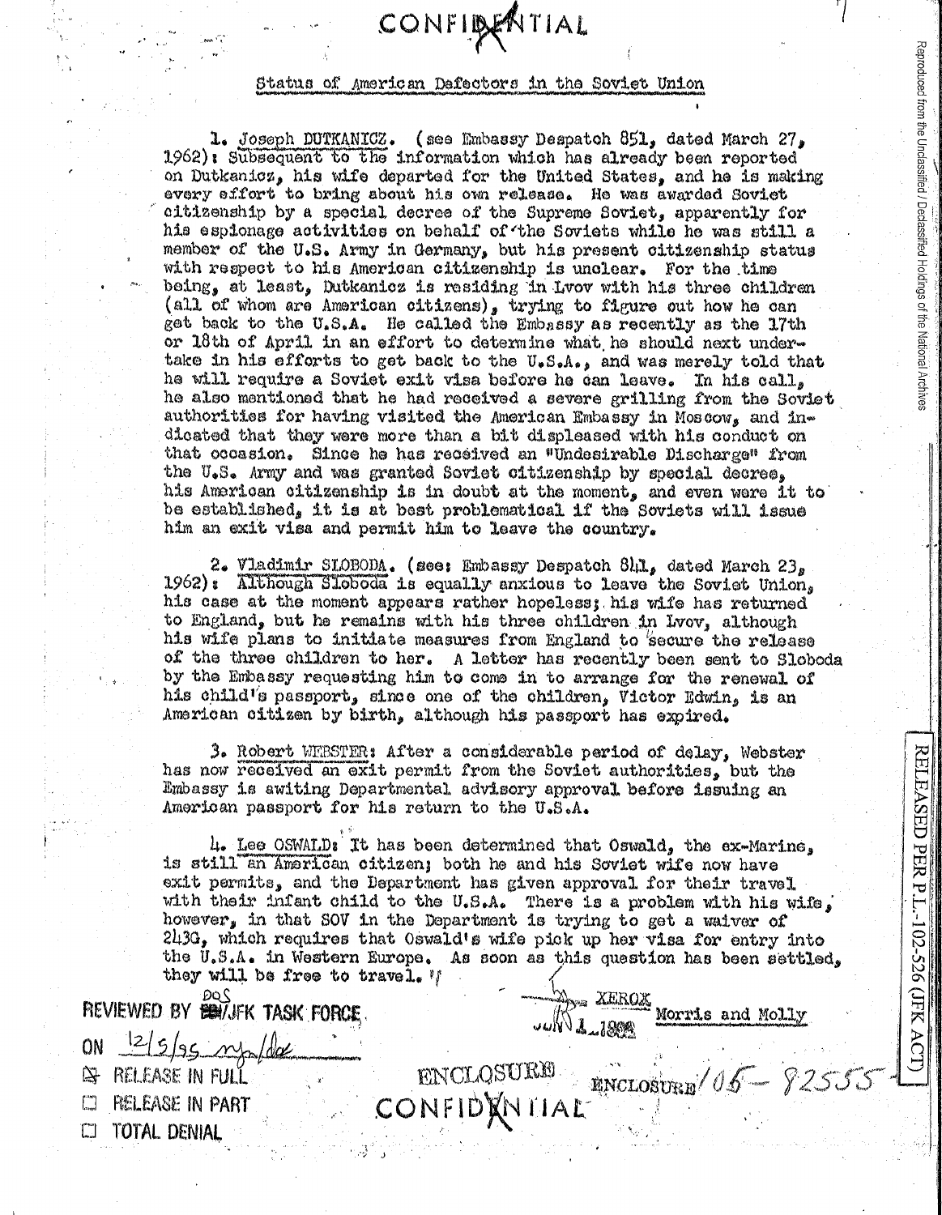CONFIDENTIAL

Status of American Defectors in the Soviet Union

1. Joseph DUTKANICZ. (see Embassy Despatch 851, dated March 27, 1962): Subsequent to the information which has already been reported on Dutkanicz, his wife departed for the United States, and he is making every effort to bring about his own release. He was awarded Soviet citizenship by a special decree of the Supreme Soviet, apparently for his espionage activities on behalf of the Soviets while he was still a member of the U.S. Army in Germany, but his present citizenship status with respect to his American citizenship is unclear. For the time being, at least, Dutkanicz is residing in Lvov with his three children (all of whom are American citizens), trying to figure out how he can get back to the U.S.A. He called the Embassy as recently as the 17th or 18th of April in an effort to determine what he should next undertake in his efforts to get back to the U.S.A., and was merely told that he will require a Soviet exit visa before he can leave. In his call, he also mentioned that he had received a severe grilling from the Soviet authorities for having visited the American Embassy in Moscow, and indicated that they were more than a bit displeased with his conduct on that occasion. Since he has received an "Undesirable Discharge" from the U.S. Army and was granted Soviet citizenship by special decree, his American citizenship is in doubt at the moment, and even were it to be established, it is at best problematical if the Soviets will issue him an exit visa and permit him to leave the country.

2. Vladimir SLOBODA. (see: Embassy Despatch 841, dated March 23, 1962): Although Sloboda is equally anxious to leave the Soviet Union, his case at the moment appears rather hopeless; his wife has returned to England, but he remains with his three children in Lvov, although his wife plans to initiate measures from England to secure the release of the three children to her. A letter has recently been sent to Sloboda by the Embassy requesting him to come in to arrange for the renewal of his child's passport, since one of the children, Victor Edwin, is an American citizen by birth, although his passport has expired.

3. Robert WEBSTER: After a considerable period of delay, Webster has now received an exit permit from the Soviet authorities, but the Embassy is awiting Departmental advisory approval before issuing an American passport for his return to the U.S.A.

4. Lee OSWALD: It has been determined that Oswald, the ex-Marine, is still an American citizen; both he and his Soviet wife now have exit permits, and the Department has given approval for their travel with their infant child to the U.S.A. There is a problem with his wife, however, in that SOV in the Department is trying to get a waiver of 243G, which requires that Oswald's wife pick up her visa for entry into the U.S.A. in Western Europe. As soon as this question has been settled, they will be free to travel.

XEROX
JUN 1 1962

Morris and Molly

ENCLOSURE

ENCLOSURE / 105-82555

CONFIDENTIAL

REVIEWED BY DOS/JFK TASK FORCE
ON 12/5/95

- [x] RELEASE IN FULL
- [ ] RELEASE IN PART
- [ ] TOTAL DENIAL

Reproduced from the Unclassified / Declassified Holdings of the National Archives

RELEASED PER P.L.-102-526 (JFK ACT)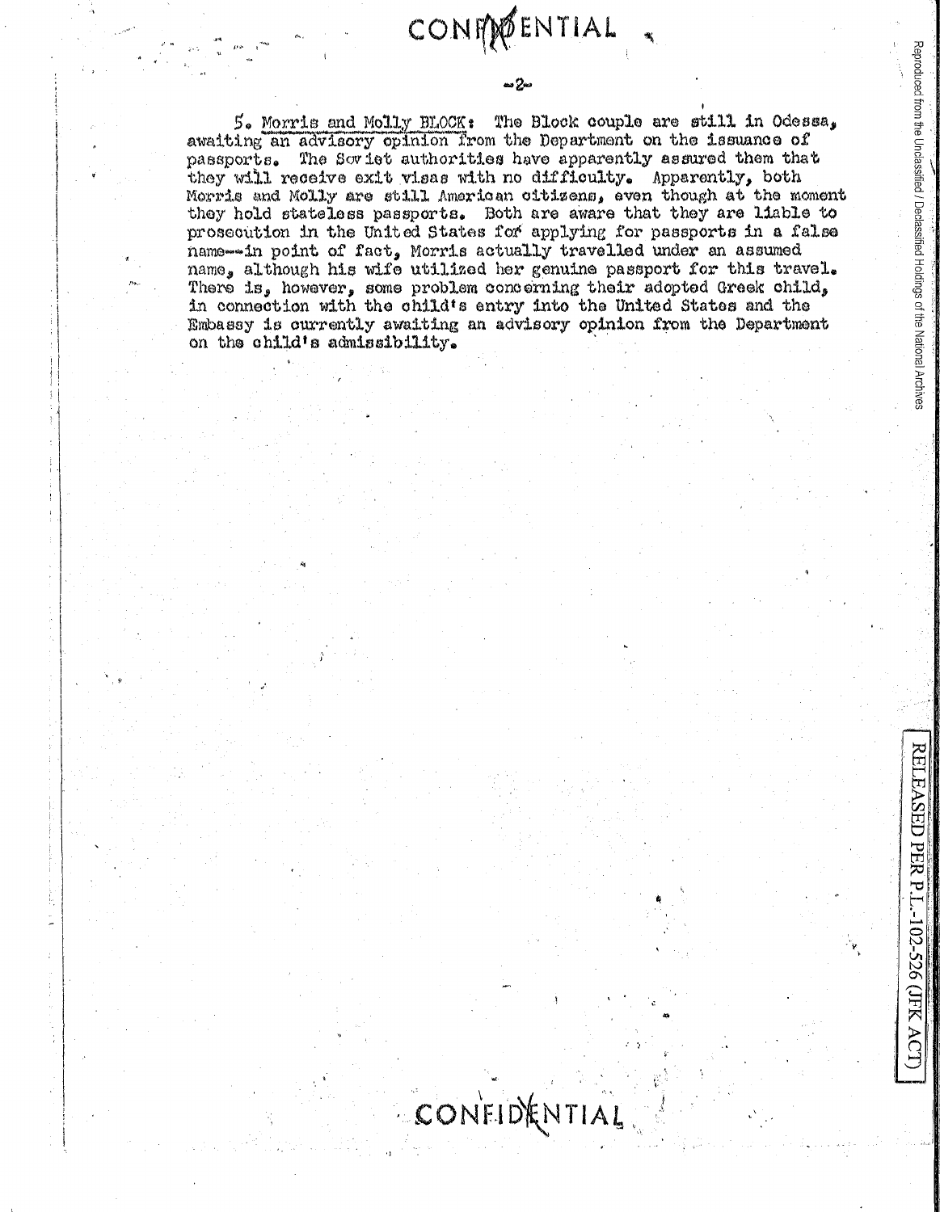CONFIDENTIAL

5. Morris and Molly BLOCK: The Block couple are still in Odessa, awaiting an advisory opinion from the Department on the issuance of passports. The Soviet authorities have apparently assured them that they will receive exit visas with no difficulty. Apparently, both Morris and Molly are still American citizens, even though at the moment they hold stateless passports. Both are aware that they are liable to prosecution in the United States for applying for passports in a false name--in point of fact, Morris actually travelled under an assumed name, although his wife utilized her genuine passport for this travel. There is, however, some problem concerning their adopted Greek child, in connection with the child's entry into the United States and the Embassy is currently awaiting an advisory opinion from the Department on the child's admissibility.

CONFIDENTIAL

RELEASED PER P.L.-102-526 (JFK ACT)